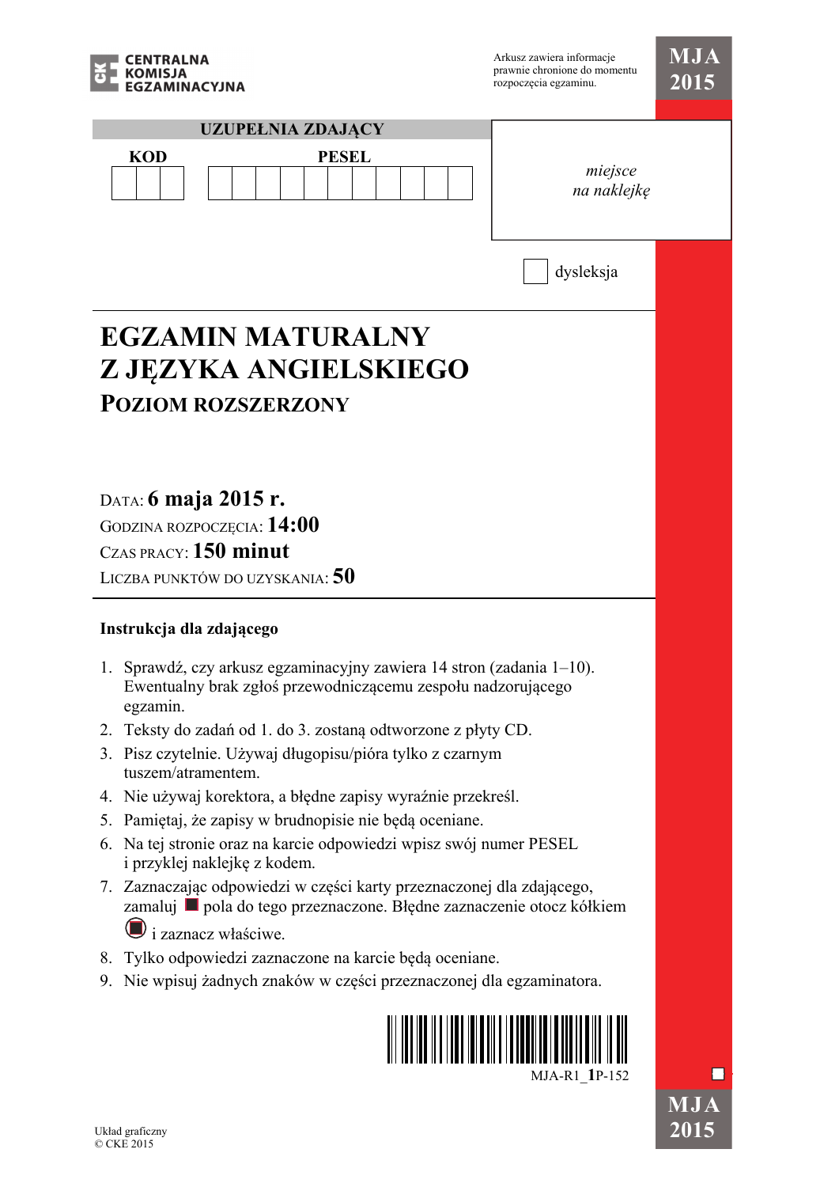CENTRALNA KOMISJA EGZAMINACYJNA

Arkusz zawiera informacje prawnie chronione do momentu rozpoczęcia egzaminu.

**MJA 2015**

**UZUPEŁNIA ZDAJĄCY**

| KOD | PESEL |
|---|---|
| | |

*miejsce na naklejkę*

☐ dysleksja

# EGZAMIN MATURALNY Z JĘZYKA ANGIELSKIEGO

## POZIOM ROZSZERZONY

DATA: **6 maja 2015 r.**
GODZINA ROZPOCZĘCIA: **14:00**
CZAS PRACY: **150 minut**
LICZBA PUNKTÓW DO UZYSKANIA: **50**

**Instrukcja dla zdającego**

1. Sprawdź, czy arkusz egzaminacyjny zawiera 14 stron (zadania 1–10). Ewentualny brak zgłoś przewodniczącemu zespołu nadzorującego egzamin.
2. Teksty do zadań od 1. do 3. zostaną odtworzone z płyty CD.
3. Pisz czytelnie. Używaj długopisu/pióra tylko z czarnym tuszem/atramentem.
4. Nie używaj korektora, a błędne zapisy wyraźnie przekreśl.
5. Pamiętaj, że zapisy w brudnopisie nie będą oceniane.
6. Na tej stronie oraz na karcie odpowiedzi wpisz swój numer PESEL i przyklej naklejkę z kodem.
7. Zaznaczając odpowiedzi w części karty przeznaczonej dla zdającego, zamaluj ■ pola do tego przeznaczone. Błędne zaznaczenie otocz kółkiem i zaznacz właściwe.
8. Tylko odpowiedzi zaznaczone na karcie będą oceniane.
9. Nie wpisuj żadnych znaków w części przeznaczonej dla egzaminatora.

MJA-R1_1P-152

Układ graficzny
© CKE 2015

**MJA 2015**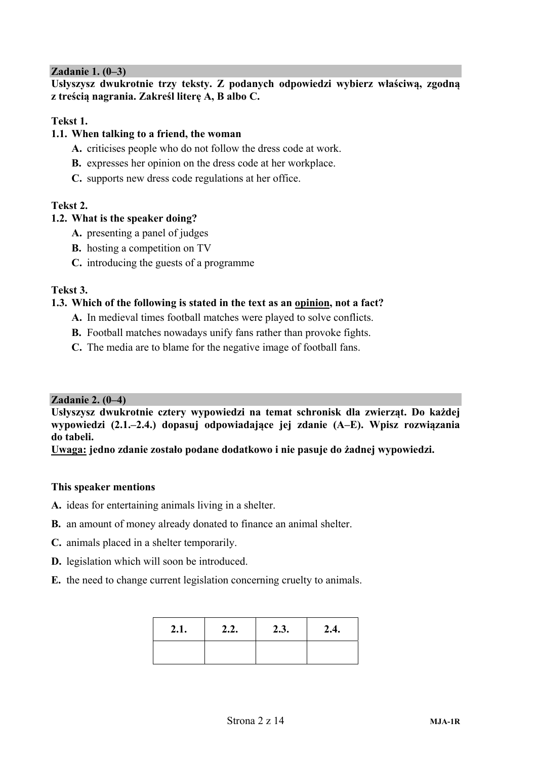## Zadanie 1. (0–3)

**Usłyszysz dwukrotnie trzy teksty. Z podanych odpowiedzi wybierz właściwą, zgodną z treścią nagrania. Zakreśl literę A, B albo C.**

**Tekst 1.**

**1.1. When talking to a friend, the woman**

**A.** criticises people who do not follow the dress code at work.
**B.** expresses her opinion on the dress code at her workplace.
**C.** supports new dress code regulations at her office.

**Tekst 2.**

**1.2. What is the speaker doing?**

**A.** presenting a panel of judges
**B.** hosting a competition on TV
**C.** introducing the guests of a programme

**Tekst 3.**

**1.3. Which of the following is stated in the text as an <u>opinion</u>, not a fact?**

**A.** In medieval times football matches were played to solve conflicts.
**B.** Football matches nowadays unify fans rather than provoke fights.
**C.** The media are to blame for the negative image of football fans.

## Zadanie 2. (0–4)

**Usłyszysz dwukrotnie cztery wypowiedzi na temat schronisk dla zwierząt. Do każdej wypowiedzi (2.1.–2.4.) dopasuj odpowiadające jej zdanie (A–E). Wpisz rozwiązania do tabeli.**

**<u>Uwaga:</u> jedno zdanie zostało podane dodatkowo i nie pasuje do żadnej wypowiedzi.**

**This speaker mentions**

**A.** ideas for entertaining animals living in a shelter.
**B.** an amount of money already donated to finance an animal shelter.
**C.** animals placed in a shelter temporarily.
**D.** legislation which will soon be introduced.
**E.** the need to change current legislation concerning cruelty to animals.

| 2.1. | 2.2. | 2.3. | 2.4. |
|---|---|---|---|
| | | | |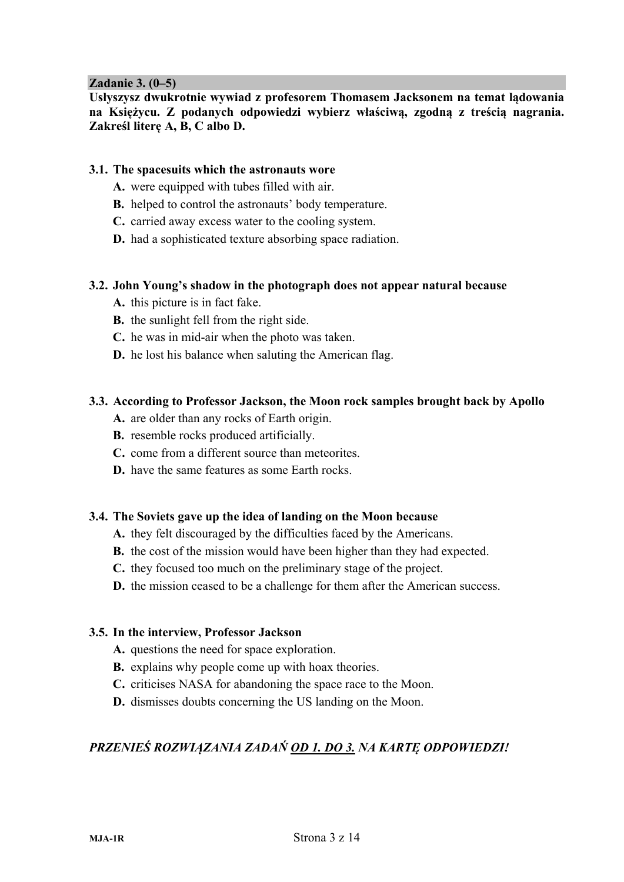## Zadanie 3. (0–5)

**Usłyszysz dwukrotnie wywiad z profesorem Thomasem Jacksonem na temat lądowania na Księżycu. Z podanych odpowiedzi wybierz właściwą, zgodną z treścią nagrania. Zakreśl literę A, B, C albo D.**

**3.1. The spacesuits which the astronauts wore**

- **A.** were equipped with tubes filled with air.
- **B.** helped to control the astronauts' body temperature.
- **C.** carried away excess water to the cooling system.
- **D.** had a sophisticated texture absorbing space radiation.

**3.2. John Young's shadow in the photograph does not appear natural because**

- **A.** this picture is in fact fake.
- **B.** the sunlight fell from the right side.
- **C.** he was in mid-air when the photo was taken.
- **D.** he lost his balance when saluting the American flag.

**3.3. According to Professor Jackson, the Moon rock samples brought back by Apollo**

- **A.** are older than any rocks of Earth origin.
- **B.** resemble rocks produced artificially.
- **C.** come from a different source than meteorites.
- **D.** have the same features as some Earth rocks.

**3.4. The Soviets gave up the idea of landing on the Moon because**

- **A.** they felt discouraged by the difficulties faced by the Americans.
- **B.** the cost of the mission would have been higher than they had expected.
- **C.** they focused too much on the preliminary stage of the project.
- **D.** the mission ceased to be a challenge for them after the American success.

**3.5. In the interview, Professor Jackson**

- **A.** questions the need for space exploration.
- **B.** explains why people come up with hoax theories.
- **C.** criticises NASA for abandoning the space race to the Moon.
- **D.** dismisses doubts concerning the US landing on the Moon.

***PRZENIEŚ ROZWIĄZANIA ZADAŃ OD 1. DO 3. NA KARTĘ ODPOWIEDZI!***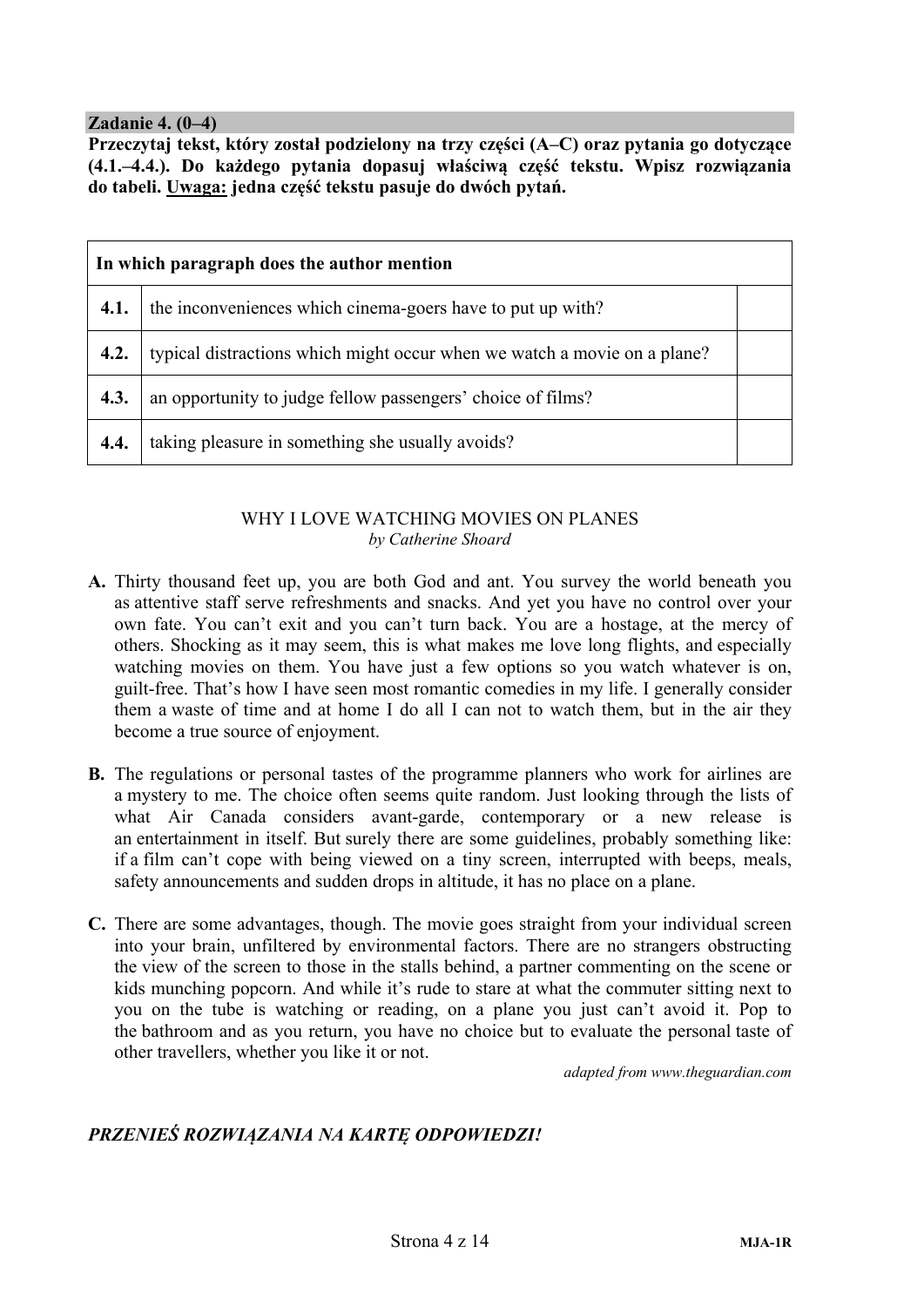**Zadanie 4. (0–4)**

**Przeczytaj tekst, który został podzielony na trzy części (A–C) oraz pytania go dotyczące (4.1.–4.4.). Do każdego pytania dopasuj właściwą część tekstu. Wpisz rozwiązania do tabeli. Uwaga: jedna część tekstu pasuje do dwóch pytań.**

| **In which paragraph does the author mention** | | |
|---|---|---|
| **4.1.** | the inconveniences which cinema-goers have to put up with? | |
| **4.2.** | typical distractions which might occur when we watch a movie on a plane? | |
| **4.3.** | an opportunity to judge fellow passengers' choice of films? | |
| **4.4.** | taking pleasure in something she usually avoids? | |

WHY I LOVE WATCHING MOVIES ON PLANES
*by Catherine Shoard*

**A.** Thirty thousand feet up, you are both God and ant. You survey the world beneath you as attentive staff serve refreshments and snacks. And yet you have no control over your own fate. You can't exit and you can't turn back. You are a hostage, at the mercy of others. Shocking as it may seem, this is what makes me love long flights, and especially watching movies on them. You have just a few options so you watch whatever is on, guilt-free. That's how I have seen most romantic comedies in my life. I generally consider them a waste of time and at home I do all I can not to watch them, but in the air they become a true source of enjoyment.

**B.** The regulations or personal tastes of the programme planners who work for airlines are a mystery to me. The choice often seems quite random. Just looking through the lists of what Air Canada considers avant-garde, contemporary or a new release is an entertainment in itself. But surely there are some guidelines, probably something like: if a film can't cope with being viewed on a tiny screen, interrupted with beeps, meals, safety announcements and sudden drops in altitude, it has no place on a plane.

**C.** There are some advantages, though. The movie goes straight from your individual screen into your brain, unfiltered by environmental factors. There are no strangers obstructing the view of the screen to those in the stalls behind, a partner commenting on the scene or kids munching popcorn. And while it's rude to stare at what the commuter sitting next to you on the tube is watching or reading, on a plane you just can't avoid it. Pop to the bathroom and as you return, you have no choice but to evaluate the personal taste of other travellers, whether you like it or not.

*adapted from www.theguardian.com*

***PRZENIEŚ ROZWIĄZANIA NA KARTĘ ODPOWIEDZI!***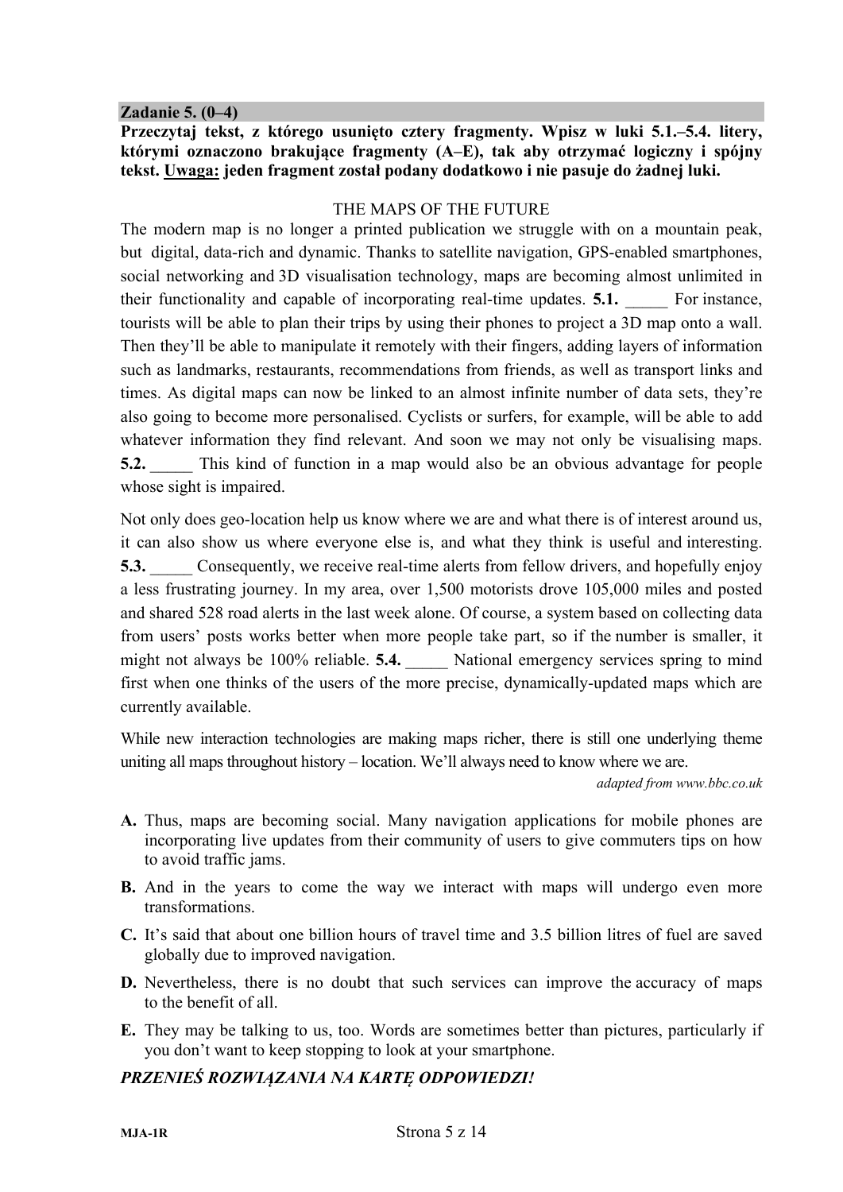**Zadanie 5. (0–4)**

**Przeczytaj tekst, z którego usunięto cztery fragmenty. Wpisz w luki 5.1.–5.4. litery, którymi oznaczono brakujące fragmenty (A–E), tak aby otrzymać logiczny i spójny tekst. <u>Uwaga:</u> jeden fragment został podany dodatkowo i nie pasuje do żadnej luki.**

THE MAPS OF THE FUTURE

The modern map is no longer a printed publication we struggle with on a mountain peak, but digital, data-rich and dynamic. Thanks to satellite navigation, GPS-enabled smartphones, social networking and 3D visualisation technology, maps are becoming almost unlimited in their functionality and capable of incorporating real-time updates. **5.1.** _____ For instance, tourists will be able to plan their trips by using their phones to project a 3D map onto a wall. Then they'll be able to manipulate it remotely with their fingers, adding layers of information such as landmarks, restaurants, recommendations from friends, as well as transport links and times. As digital maps can now be linked to an almost infinite number of data sets, they're also going to become more personalised. Cyclists or surfers, for example, will be able to add whatever information they find relevant. And soon we may not only be visualising maps. **5.2.** _____ This kind of function in a map would also be an obvious advantage for people whose sight is impaired.

Not only does geo-location help us know where we are and what there is of interest around us, it can also show us where everyone else is, and what they think is useful and interesting. **5.3.** _____ Consequently, we receive real-time alerts from fellow drivers, and hopefully enjoy a less frustrating journey. In my area, over 1,500 motorists drove 105,000 miles and posted and shared 528 road alerts in the last week alone. Of course, a system based on collecting data from users' posts works better when more people take part, so if the number is smaller, it might not always be 100% reliable. **5.4.** _____ National emergency services spring to mind first when one thinks of the users of the more precise, dynamically-updated maps which are currently available.

While new interaction technologies are making maps richer, there is still one underlying theme uniting all maps throughout history – location. We'll always need to know where we are.

*adapted from www.bbc.co.uk*

**A.** Thus, maps are becoming social. Many navigation applications for mobile phones are incorporating live updates from their community of users to give commuters tips on how to avoid traffic jams.

**B.** And in the years to come the way we interact with maps will undergo even more transformations.

**C.** It's said that about one billion hours of travel time and 3.5 billion litres of fuel are saved globally due to improved navigation.

**D.** Nevertheless, there is no doubt that such services can improve the accuracy of maps to the benefit of all.

**E.** They may be talking to us, too. Words are sometimes better than pictures, particularly if you don't want to keep stopping to look at your smartphone.

***PRZENIEŚ ROZWIĄZANIA NA KARTĘ ODPOWIEDZI!***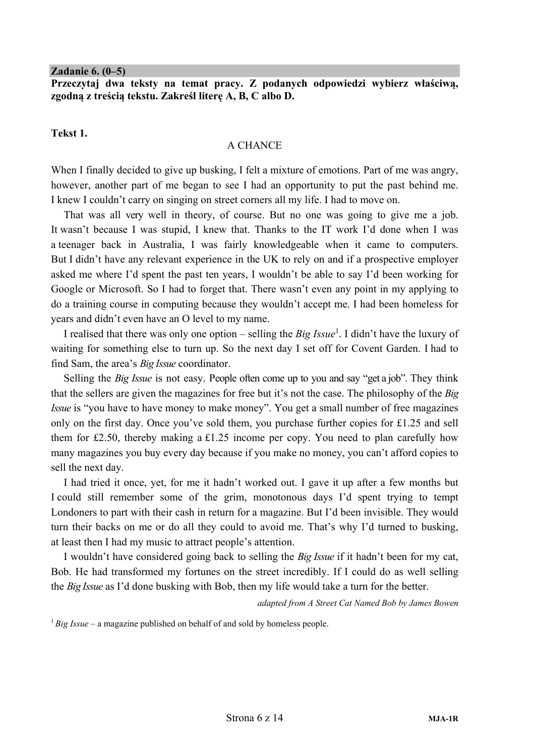**Zadanie 6. (0–5)**

**Przeczytaj dwa teksty na temat pracy. Z podanych odpowiedzi wybierz właściwą, zgodną z treścią tekstu. Zakreśl literę A, B, C albo D.**

**Tekst 1.**

A CHANCE

When I finally decided to give up busking, I felt a mixture of emotions. Part of me was angry, however, another part of me began to see I had an opportunity to put the past behind me. I knew I couldn't carry on singing on street corners all my life. I had to move on.

That was all very well in theory, of course. But no one was going to give me a job. It wasn't because I was stupid, I knew that. Thanks to the IT work I'd done when I was a teenager back in Australia, I was fairly knowledgeable when it came to computers. But I didn't have any relevant experience in the UK to rely on and if a prospective employer asked me where I'd spent the past ten years, I wouldn't be able to say I'd been working for Google or Microsoft. So I had to forget that. There wasn't even any point in my applying to do a training course in computing because they wouldn't accept me. I had been homeless for years and didn't even have an O level to my name.

I realised that there was only one option – selling the *Big Issue*[1]. I didn't have the luxury of waiting for something else to turn up. So the next day I set off for Covent Garden. I had to find Sam, the area's *Big Issue* coordinator.

Selling the *Big Issue* is not easy. People often come up to you and say "get a job". They think that the sellers are given the magazines for free but it's not the case. The philosophy of the *Big Issue* is "you have to have money to make money". You get a small number of free magazines only on the first day. Once you've sold them, you purchase further copies for £1.25 and sell them for £2.50, thereby making a £1.25 income per copy. You need to plan carefully how many magazines you buy every day because if you make no money, you can't afford copies to sell the next day.

I had tried it once, yet, for me it hadn't worked out. I gave it up after a few months but I could still remember some of the grim, monotonous days I'd spent trying to tempt Londoners to part with their cash in return for a magazine. But I'd been invisible. They would turn their backs on me or do all they could to avoid me. That's why I'd turned to busking, at least then I had my music to attract people's attention.

I wouldn't have considered going back to selling the *Big Issue* if it hadn't been for my cat, Bob. He had transformed my fortunes on the street incredibly. If I could do as well selling the *Big Issue* as I'd done busking with Bob, then my life would take a turn for the better.

*adapted from A Street Cat Named Bob by James Bowen*

[1] *Big Issue* – a magazine published on behalf of and sold by homeless people.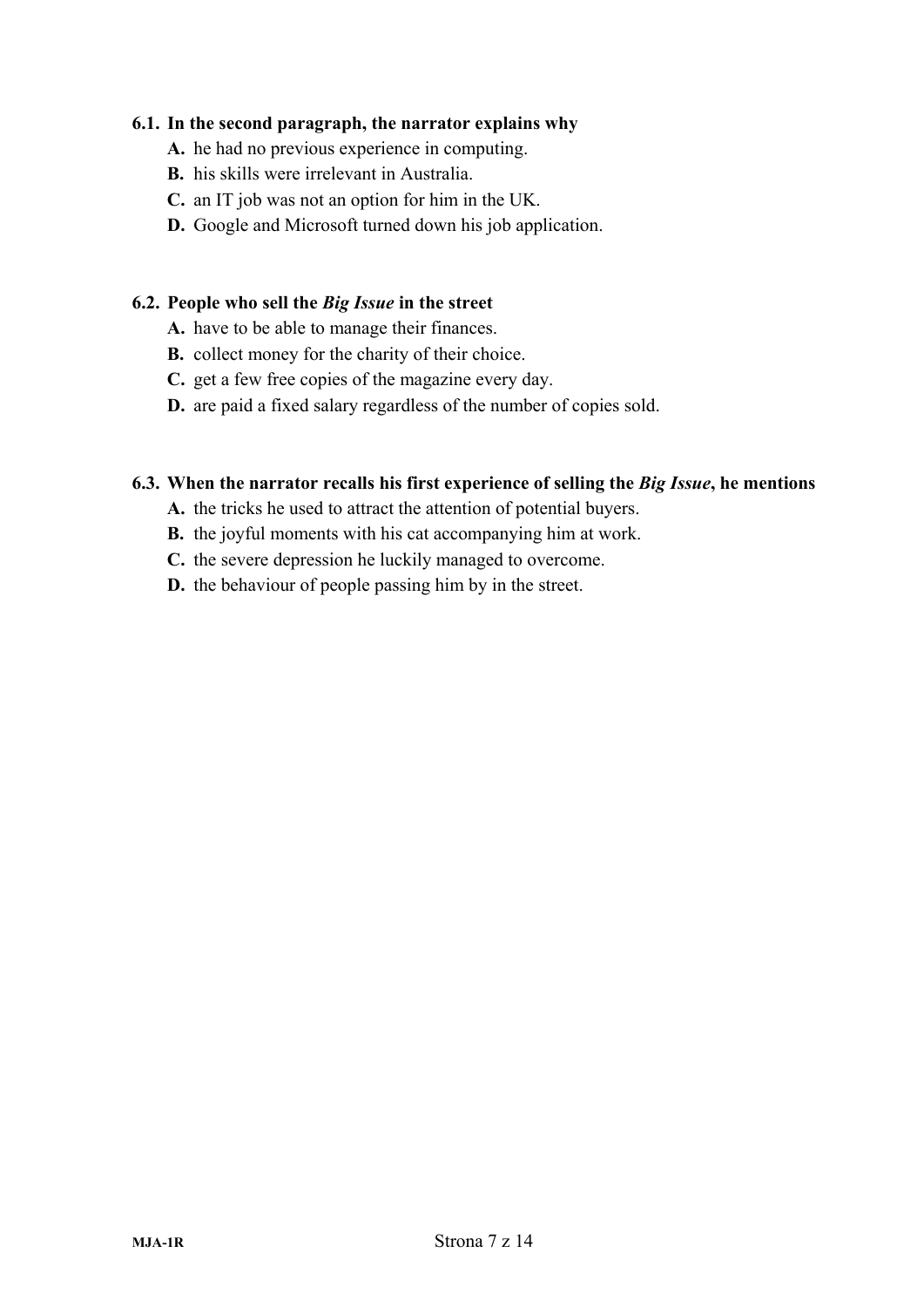**6.1. In the second paragraph, the narrator explains why**

**A.** he had no previous experience in computing.
**B.** his skills were irrelevant in Australia.
**C.** an IT job was not an option for him in the UK.
**D.** Google and Microsoft turned down his job application.

**6.2. People who sell the *Big Issue* in the street**

**A.** have to be able to manage their finances.
**B.** collect money for the charity of their choice.
**C.** get a few free copies of the magazine every day.
**D.** are paid a fixed salary regardless of the number of copies sold.

**6.3. When the narrator recalls his first experience of selling the *Big Issue*, he mentions**

**A.** the tricks he used to attract the attention of potential buyers.
**B.** the joyful moments with his cat accompanying him at work.
**C.** the severe depression he luckily managed to overcome.
**D.** the behaviour of people passing him by in the street.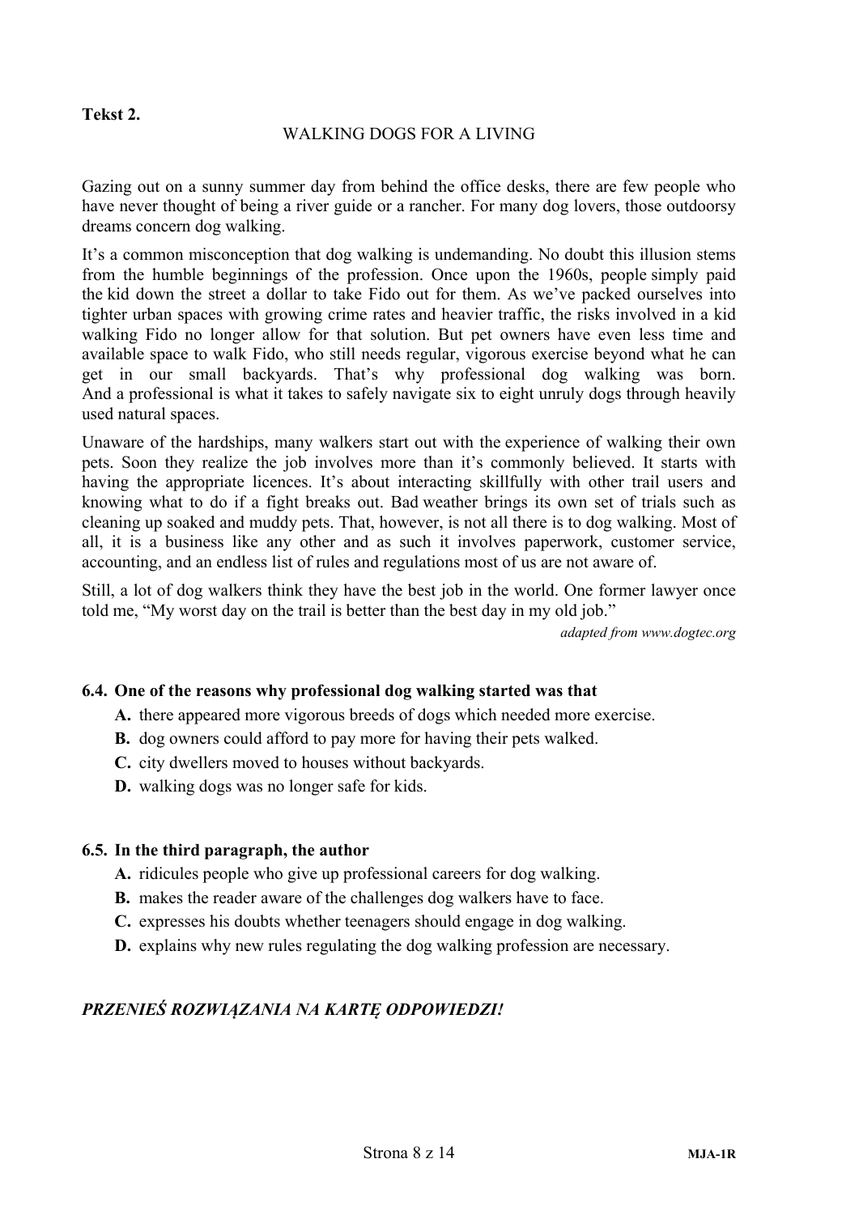**Tekst 2.**

WALKING DOGS FOR A LIVING

Gazing out on a sunny summer day from behind the office desks, there are few people who have never thought of being a river guide or a rancher. For many dog lovers, those outdoorsy dreams concern dog walking.

It's a common misconception that dog walking is undemanding. No doubt this illusion stems from the humble beginnings of the profession. Once upon the 1960s, people simply paid the kid down the street a dollar to take Fido out for them. As we've packed ourselves into tighter urban spaces with growing crime rates and heavier traffic, the risks involved in a kid walking Fido no longer allow for that solution. But pet owners have even less time and available space to walk Fido, who still needs regular, vigorous exercise beyond what he can get in our small backyards. That's why professional dog walking was born. And a professional is what it takes to safely navigate six to eight unruly dogs through heavily used natural spaces.

Unaware of the hardships, many walkers start out with the experience of walking their own pets. Soon they realize the job involves more than it's commonly believed. It starts with having the appropriate licences. It's about interacting skillfully with other trail users and knowing what to do if a fight breaks out. Bad weather brings its own set of trials such as cleaning up soaked and muddy pets. That, however, is not all there is to dog walking. Most of all, it is a business like any other and as such it involves paperwork, customer service, accounting, and an endless list of rules and regulations most of us are not aware of.

Still, a lot of dog walkers think they have the best job in the world. One former lawyer once told me, "My worst day on the trail is better than the best day in my old job."

*adapted from www.dogtec.org*

**6.4. One of the reasons why professional dog walking started was that**

- **A.** there appeared more vigorous breeds of dogs which needed more exercise.
- **B.** dog owners could afford to pay more for having their pets walked.
- **C.** city dwellers moved to houses without backyards.
- **D.** walking dogs was no longer safe for kids.

**6.5. In the third paragraph, the author**

- **A.** ridicules people who give up professional careers for dog walking.
- **B.** makes the reader aware of the challenges dog walkers have to face.
- **C.** expresses his doubts whether teenagers should engage in dog walking.
- **D.** explains why new rules regulating the dog walking profession are necessary.

***PRZENIEŚ ROZWIĄZANIA NA KARTĘ ODPOWIEDZI!***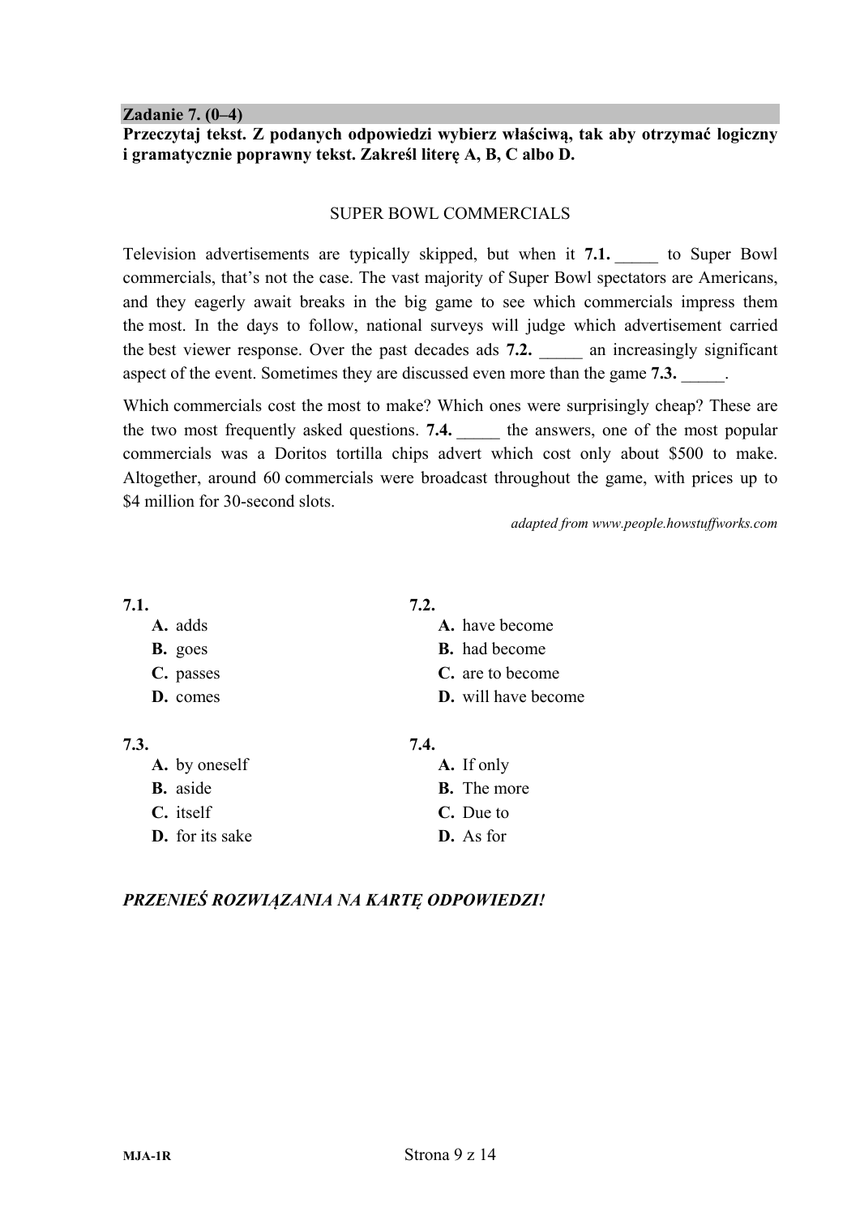## Zadanie 7. (0–4)

**Przeczytaj tekst. Z podanych odpowiedzi wybierz właściwą, tak aby otrzymać logiczny i gramatycznie poprawny tekst. Zakreśl literę A, B, C albo D.**

SUPER BOWL COMMERCIALS

Television advertisements are typically skipped, but when it **7.1.** _____ to Super Bowl commercials, that's not the case. The vast majority of Super Bowl spectators are Americans, and they eagerly await breaks in the big game to see which commercials impress them the most. In the days to follow, national surveys will judge which advertisement carried the best viewer response. Over the past decades ads **7.2.** _____ an increasingly significant aspect of the event. Sometimes they are discussed even more than the game **7.3.** _____.

Which commercials cost the most to make? Which ones were surprisingly cheap? These are the two most frequently asked questions. **7.4.** _____ the answers, one of the most popular commercials was a Doritos tortilla chips advert which cost only about $500 to make. Altogether, around 60 commercials were broadcast throughout the game, with prices up to $4 million for 30-second slots.

*adapted from www.people.howstuffworks.com*

**7.1.**
- **A.** adds
- **B.** goes
- **C.** passes
- **D.** comes

**7.2.**
- **A.** have become
- **B.** had become
- **C.** are to become
- **D.** will have become

**7.3.**
- **A.** by oneself
- **B.** aside
- **C.** itself
- **D.** for its sake

**7.4.**
- **A.** If only
- **B.** The more
- **C.** Due to
- **D.** As for

***PRZENIEŚ ROZWIĄZANIA NA KARTĘ ODPOWIEDZI!***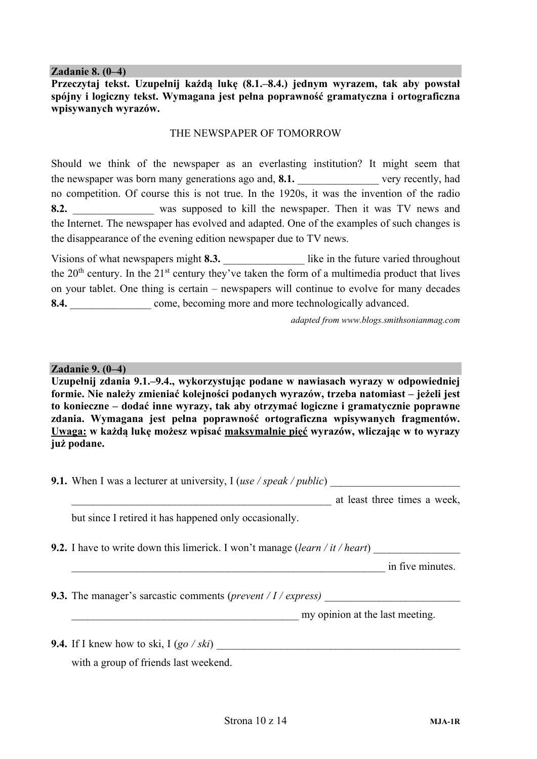**Zadanie 8. (0–4)**

**Przeczytaj tekst. Uzupełnij każdą lukę (8.1.–8.4.) jednym wyrazem, tak aby powstał spójny i logiczny tekst. Wymagana jest pełna poprawność gramatyczna i ortograficzna wpisywanych wyrazów.**

THE NEWSPAPER OF TOMORROW

Should we think of the newspaper as an everlasting institution? It might seem that the newspaper was born many generations ago and, **8.1.** _______________ very recently, had no competition. Of course this is not true. In the 1920s, it was the invention of the radio **8.2.** _______________ was supposed to kill the newspaper. Then it was TV news and the Internet. The newspaper has evolved and adapted. One of the examples of such changes is the disappearance of the evening edition newspaper due to TV news.

Visions of what newspapers might **8.3.** _______________ like in the future varied throughout the 20th century. In the 21st century they've taken the form of a multimedia product that lives on your tablet. One thing is certain – newspapers will continue to evolve for many decades **8.4.** _______________ come, becoming more and more technologically advanced.

*adapted from www.blogs.smithsonianmag.com*

**Zadanie 9. (0–4)**

**Uzupełnij zdania 9.1.–9.4., wykorzystując podane w nawiasach wyrazy w odpowiedniej formie. Nie należy zmieniać kolejności podanych wyrazów, trzeba natomiast – jeżeli jest to konieczne – dodać inne wyrazy, tak aby otrzymać logiczne i gramatycznie poprawne zdania. Wymagana jest pełna poprawność ortograficzna wpisywanych fragmentów. Uwaga: w każdą lukę możesz wpisać maksymalnie pięć wyrazów, wliczając w to wyrazy już podane.**

**9.1.** When I was a lecturer at university, I (*use / speak / public*) _________________________________________________ at least three times a week, but since I retired it has happened only occasionally.

**9.2.** I have to write down this limerick. I won't manage (*learn / it / heart*) _________________________________________________ in five minutes.

**9.3.** The manager's sarcastic comments (*prevent / I / express)* _________________________________________________ my opinion at the last meeting.

**9.4.** If I knew how to ski, I (*go / ski*) _________________________________________________ with a group of friends last weekend.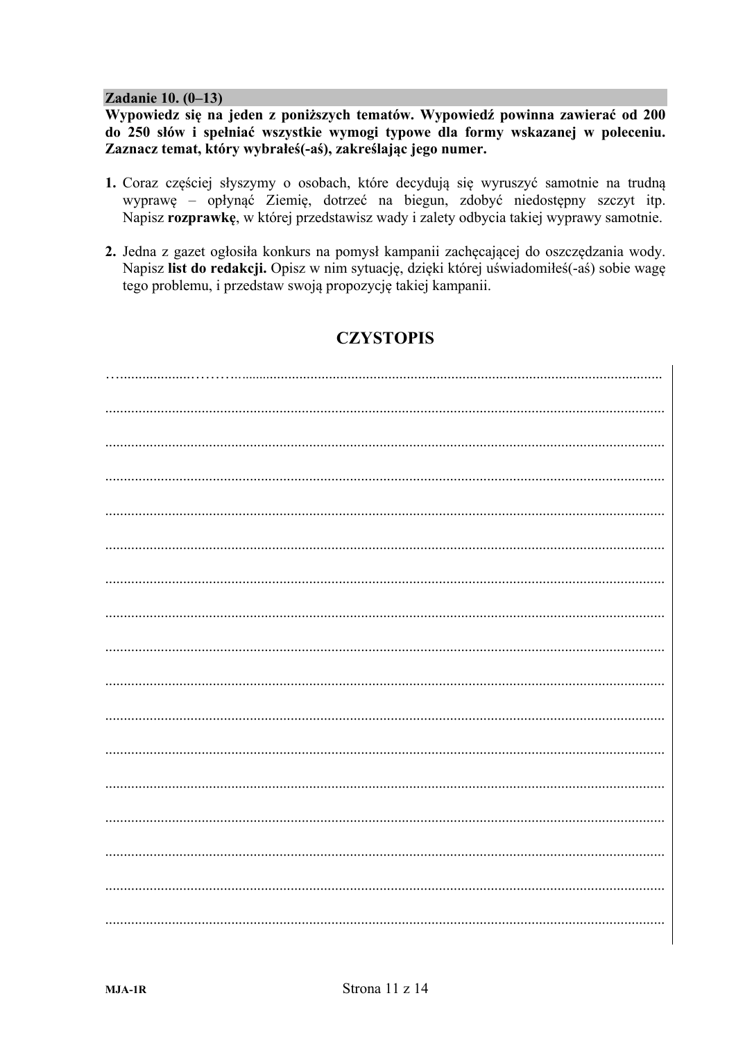**Zadanie 10. (0–13)**

**Wypowiedz się na jeden z poniższych tematów. Wypowiedź powinna zawierać od 200 do 250 słów i spełniać wszystkie wymogi typowe dla formy wskazanej w poleceniu. Zaznacz temat, który wybrałeś(-aś), zakreślając jego numer.**

1. Coraz częściej słyszymy o osobach, które decydują się wyruszyć samotnie na trudną wyprawę – opłynąć Ziemię, dotrzeć na biegun, zdobyć niedostępny szczyt itp. Napisz **rozprawkę**, w której przedstawisz wady i zalety odbycia takiej wyprawy samotnie.

2. Jedna z gazet ogłosiła konkurs na pomysł kampanii zachęcającej do oszczędzania wody. Napisz **list do redakcji.** Opisz w nim sytuację, dzięki której uświadomiłeś(-aś) sobie wagę tego problemu, i przedstaw swoją propozycję takiej kampanii.

## CZYSTOPIS

..........................................................................................................................................

..........................................................................................................................................

..........................................................................................................................................

..........................................................................................................................................

..........................................................................................................................................

..........................................................................................................................................

..........................................................................................................................................

..........................................................................................................................................

..........................................................................................................................................

..........................................................................................................................................

..........................................................................................................................................

..........................................................................................................................................

..........................................................................................................................................

..........................................................................................................................................

..........................................................................................................................................

..........................................................................................................................................

..........................................................................................................................................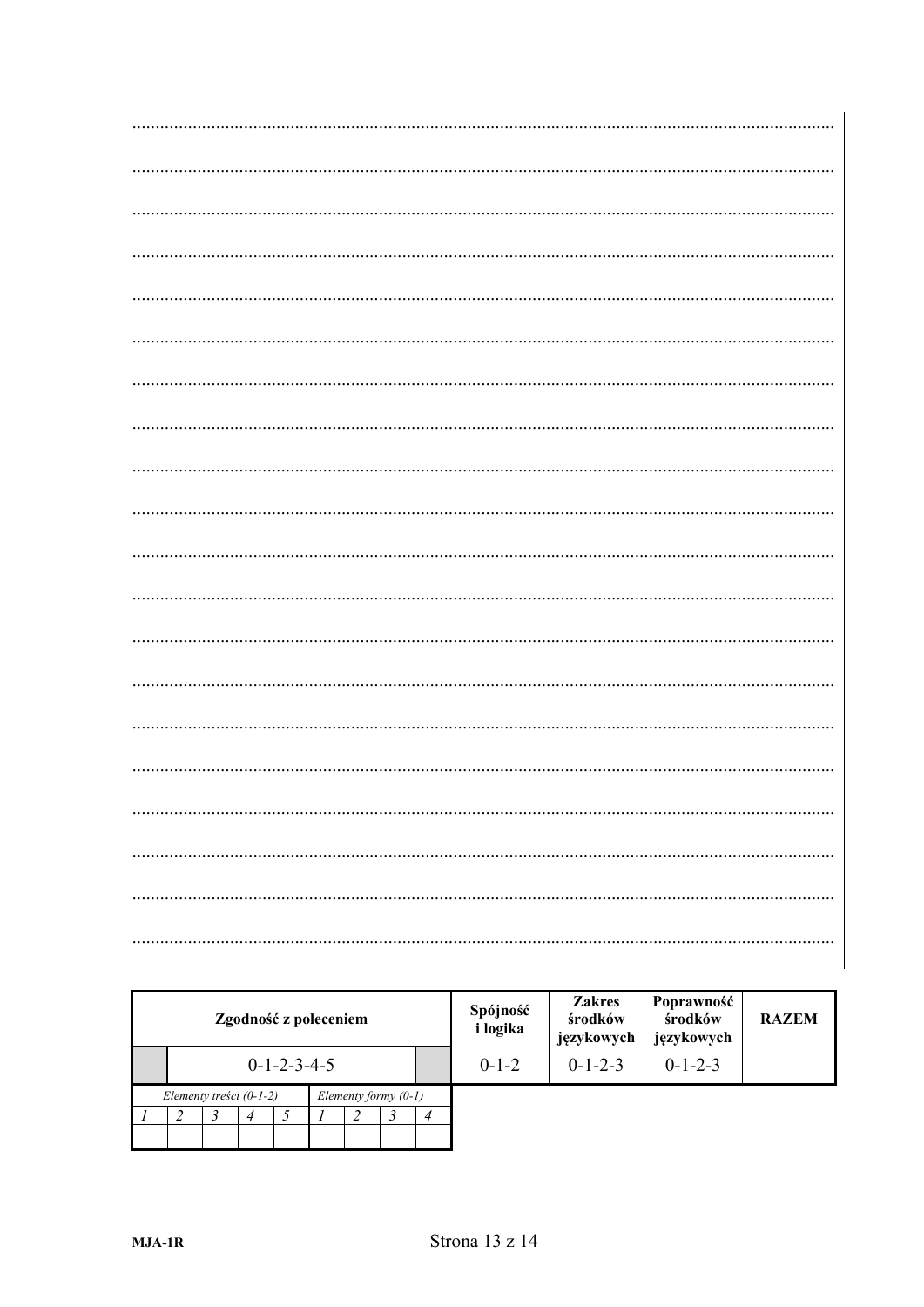| Zgodność z poleceniem | | | | | | | | | Spójność i logika | Zakres środków językowych | Poprawność środków językowych | RAZEM |
|---|---|---|---|---|---|---|---|---|---|---|---|---|
| | 0-1-2-3-4-5 | | | | | | | | 0-1-2 | 0-1-2-3 | 0-1-2-3 | |
| *Elementy treści (0-1-2)* | | | | | *Elementy formy (0-1)* | | | | | | | |
| *1* | *2* | *3* | *4* | *5* | *1* | *2* | *3* | *4* | | | | |
| | | | | | | | | | | | | |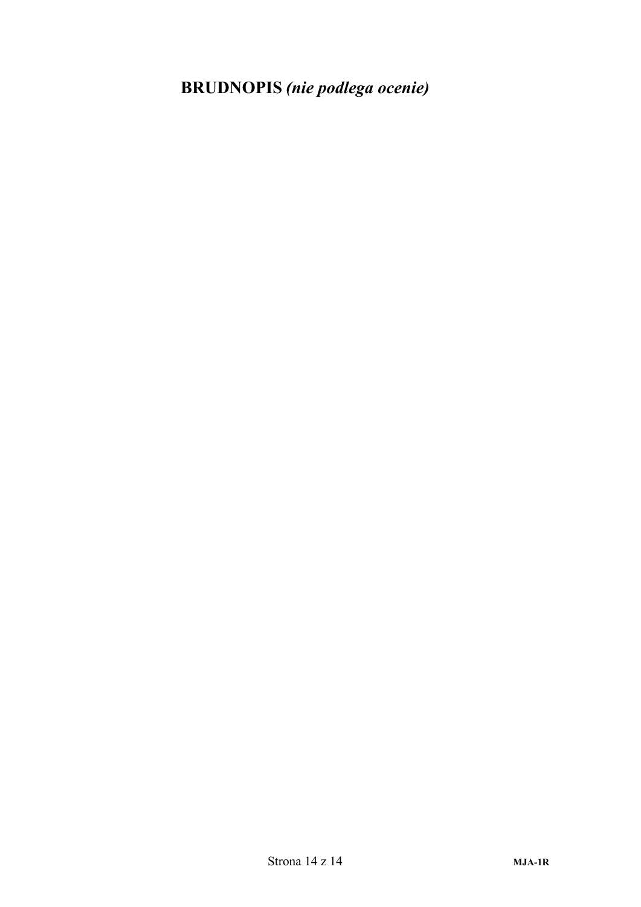**BRUDNOPIS** ***(nie podlega ocenie)***